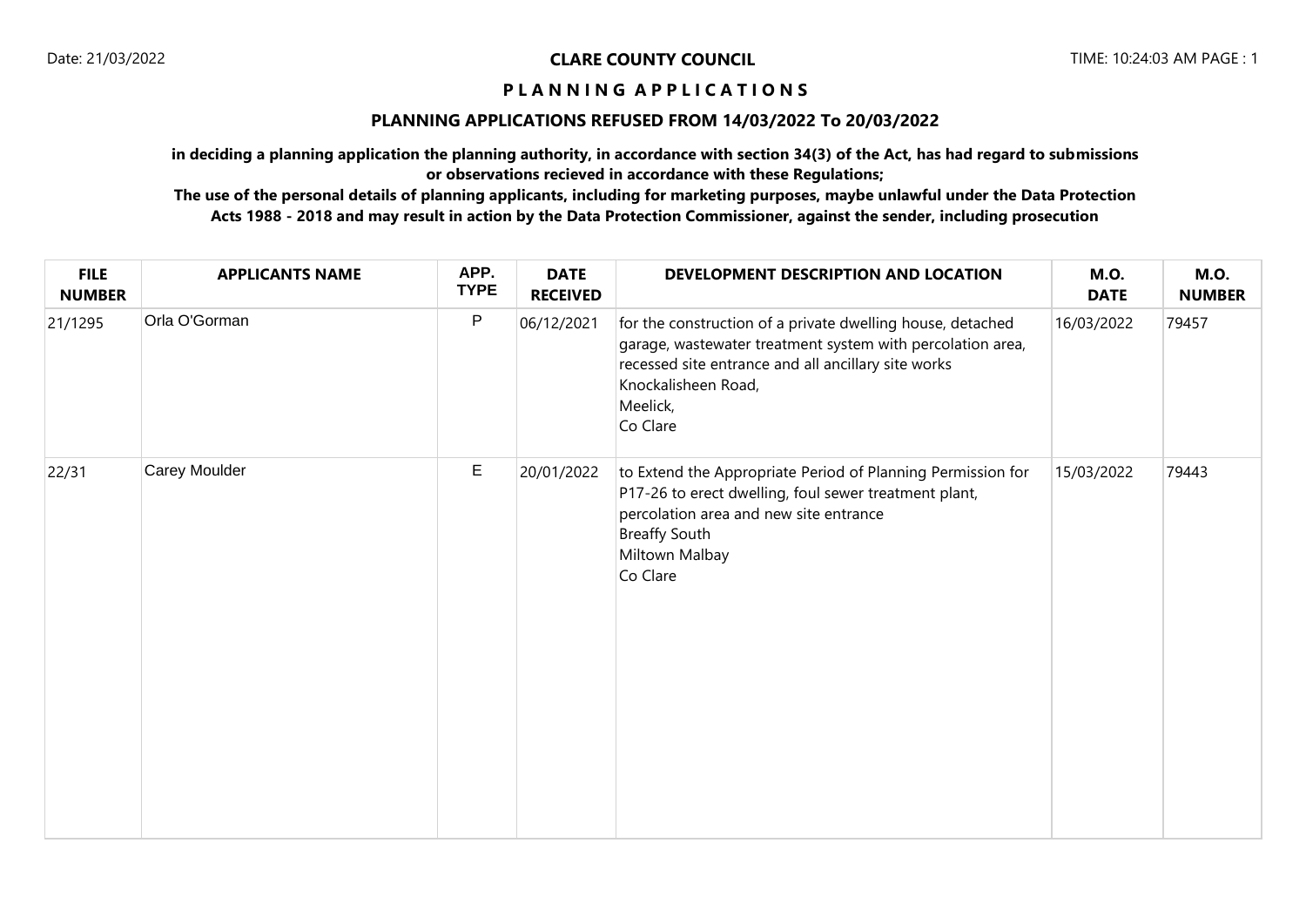# CLARE COUNTY COUNCIL

## PLANNING APPLICATIONS

### PLANNING APPLICATIONS REFUSED FROM 14/03/2022 To 20/03/2022

**in deciding a planning application the planning authority, in accordance with section 34(3) of the Act, has had regard to submissions or observations recieved in accordance with these Regulations;**

**The use of the personal details of planning applicants, including for marketing purposes, maybe unlawful under the Data Protection Acts 1988 - 2018 and may result in action by the Data Protection Commissioner, against the sender, including prosecution**

| FILE NUMBER | APPLICANTS NAME | APP. TYPE | DATE RECEIVED | DEVELOPMENT DESCRIPTION AND LOCATION | M.O. DATE | M.O. NUMBER |
|---|---|---|---|---|---|---|
| 21/1295 | Orla O'Gorman | P | 06/12/2021 | for the construction of a private dwelling house, detached garage, wastewater treatment system with percolation area, recessed site entrance and all ancillary site works<br>Knockalisheen Road,<br>Meelick,<br>Co Clare | 16/03/2022 | 79457 |
| 22/31 | Carey Moulder | E | 20/01/2022 | to Extend the Appropriate Period of Planning Permission for P17-26 to erect dwelling, foul sewer treatment plant, percolation area and new site entrance<br>Breaffy South<br>Miltown Malbay<br>Co Clare | 15/03/2022 | 79443 |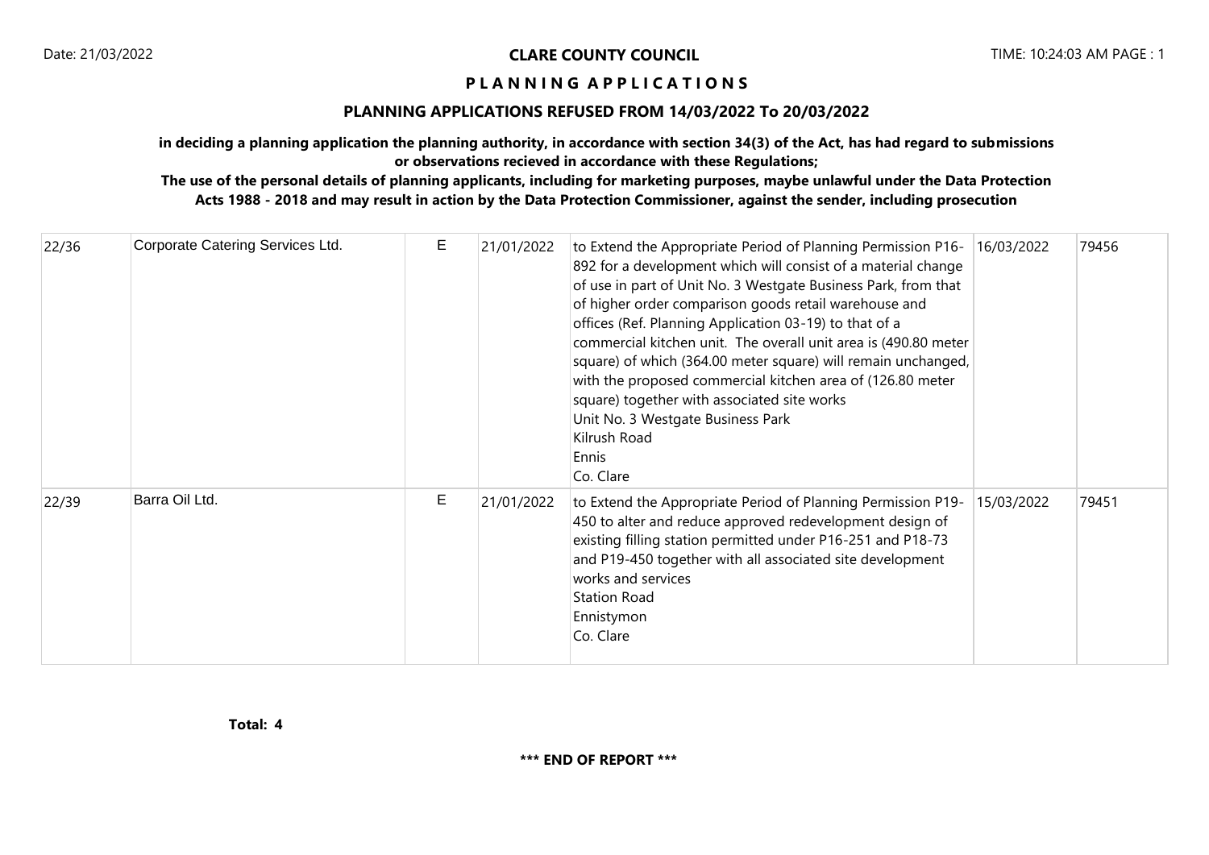**CLARE COUNTY COUNCIL**

**P L A N N I N G  A P P L I C A T I O N S**

**PLANNING APPLICATIONS REFUSED FROM 14/03/2022 To 20/03/2022**

**in deciding a planning application the planning authority, in accordance with section 34(3) of the Act, has had regard to submissions or observations recieved in accordance with these Regulations;**

**The use of the personal details of planning applicants, including for marketing purposes, maybe unlawful under the Data Protection Acts 1988 - 2018 and may result in action by the Data Protection Commissioner, against the sender, including prosecution**

| | | | | | | |
|---|---|---|---|---|---|---|
| 22/36 | Corporate Catering Services Ltd. | E | 21/01/2022 | to Extend the Appropriate Period of Planning Permission P16-892 for a development which will consist of a material change of use in part of Unit No. 3 Westgate Business Park, from that of higher order comparison goods retail warehouse and offices (Ref. Planning Application 03-19) to that of a commercial kitchen unit. The overall unit area is (490.80 meter square) of which (364.00 meter square) will remain unchanged, with the proposed commercial kitchen area of (126.80 meter square) together with associated site works<br>Unit No. 3 Westgate Business Park<br>Kilrush Road<br>Ennis<br>Co. Clare | 16/03/2022 | 79456 |
| 22/39 | Barra Oil Ltd. | E | 21/01/2022 | to Extend the Appropriate Period of Planning Permission P19-450 to alter and reduce approved redevelopment design of existing filling station permitted under P16-251 and P18-73 and P19-450 together with all associated site development works and services<br>Station Road<br>Ennistymon<br>Co. Clare | 15/03/2022 | 79451 |

**Total: 4**

**\*\*\* END OF REPORT \*\*\***